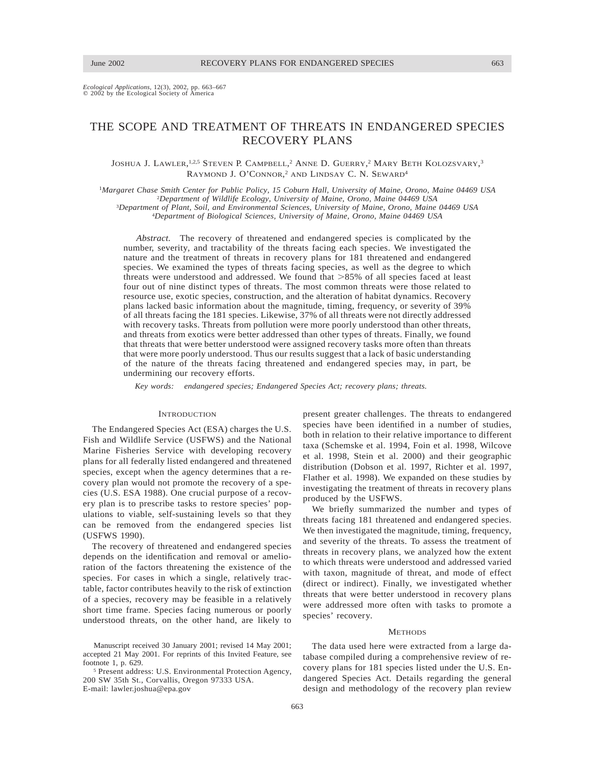*Ecological Applications*, 12(3), 2002, pp. 663–667
© 2002 by the Ecological Society of America

# THE SCOPE AND TREATMENT OF THREATS IN ENDANGERED SPECIES RECOVERY PLANS

Joshua J. Lawler,[1,2,5] Steven P. Campbell,[2] Anne D. Guerry,[2] Mary Beth Kolozsvary,[3] Raymond J. O'Connor,[2] and Lindsay C. N. Seward[4]

[1]*Margaret Chase Smith Center for Public Policy, 15 Coburn Hall, University of Maine, Orono, Maine 04469 USA*
[2]*Department of Wildlife Ecology, University of Maine, Orono, Maine 04469 USA*
[3]*Department of Plant, Soil, and Environmental Sciences, University of Maine, Orono, Maine 04469 USA*
[4]*Department of Biological Sciences, University of Maine, Orono, Maine 04469 USA*

*Abstract.* The recovery of threatened and endangered species is complicated by the number, severity, and tractability of the threats facing each species. We investigated the nature and the treatment of threats in recovery plans for 181 threatened and endangered species. We examined the types of threats facing species, as well as the degree to which threats were understood and addressed. We found that >85% of all species faced at least four out of nine distinct types of threats. The most common threats were those related to resource use, exotic species, construction, and the alteration of habitat dynamics. Recovery plans lacked basic information about the magnitude, timing, frequency, or severity of 39% of all threats facing the 181 species. Likewise, 37% of all threats were not directly addressed with recovery tasks. Threats from pollution were more poorly understood than other threats, and threats from exotics were better addressed than other types of threats. Finally, we found that threats that were better understood were assigned recovery tasks more often than threats that were more poorly understood. Thus our results suggest that a lack of basic understanding of the nature of the threats facing threatened and endangered species may, in part, be undermining our recovery efforts.

*Key words: endangered species; Endangered Species Act; recovery plans; threats.*

## Introduction

The Endangered Species Act (ESA) charges the U.S. Fish and Wildlife Service (USFWS) and the National Marine Fisheries Service with developing recovery plans for all federally listed endangered and threatened species, except when the agency determines that a recovery plan would not promote the recovery of a species (U.S. ESA 1988). One crucial purpose of a recovery plan is to prescribe tasks to restore species' populations to viable, self-sustaining levels so that they can be removed from the endangered species list (USFWS 1990).

The recovery of threatened and endangered species depends on the identification and removal or amelioration of the factors threatening the existence of the species. For cases in which a single, relatively tractable, factor contributes heavily to the risk of extinction of a species, recovery may be feasible in a relatively short time frame. Species facing numerous or poorly understood threats, on the other hand, are likely to present greater challenges. The threats to endangered species have been identified in a number of studies, both in relation to their relative importance to different taxa (Schemske et al. 1994, Foin et al. 1998, Wilcove et al. 1998, Stein et al. 2000) and their geographic distribution (Dobson et al. 1997, Richter et al. 1997, Flather et al. 1998). We expanded on these studies by investigating the treatment of threats in recovery plans produced by the USFWS.

We briefly summarized the number and types of threats facing 181 threatened and endangered species. We then investigated the magnitude, timing, frequency, and severity of the threats. To assess the treatment of threats in recovery plans, we analyzed how the extent to which threats were understood and addressed varied with taxon, magnitude of threat, and mode of effect (direct or indirect). Finally, we investigated whether threats that were better understood in recovery plans were addressed more often with tasks to promote a species' recovery.

## Methods

The data used here were extracted from a large database compiled during a comprehensive review of recovery plans for 181 species listed under the U.S. Endangered Species Act. Details regarding the general design and methodology of the recovery plan review

---

Manuscript received 30 January 2001; revised 14 May 2001; accepted 21 May 2001. For reprints of this Invited Feature, see footnote 1, p. 629.

[5] Present address: U.S. Environmental Protection Agency, 200 SW 35th St., Corvallis, Oregon 97333 USA. E-mail: lawler.joshua@epa.gov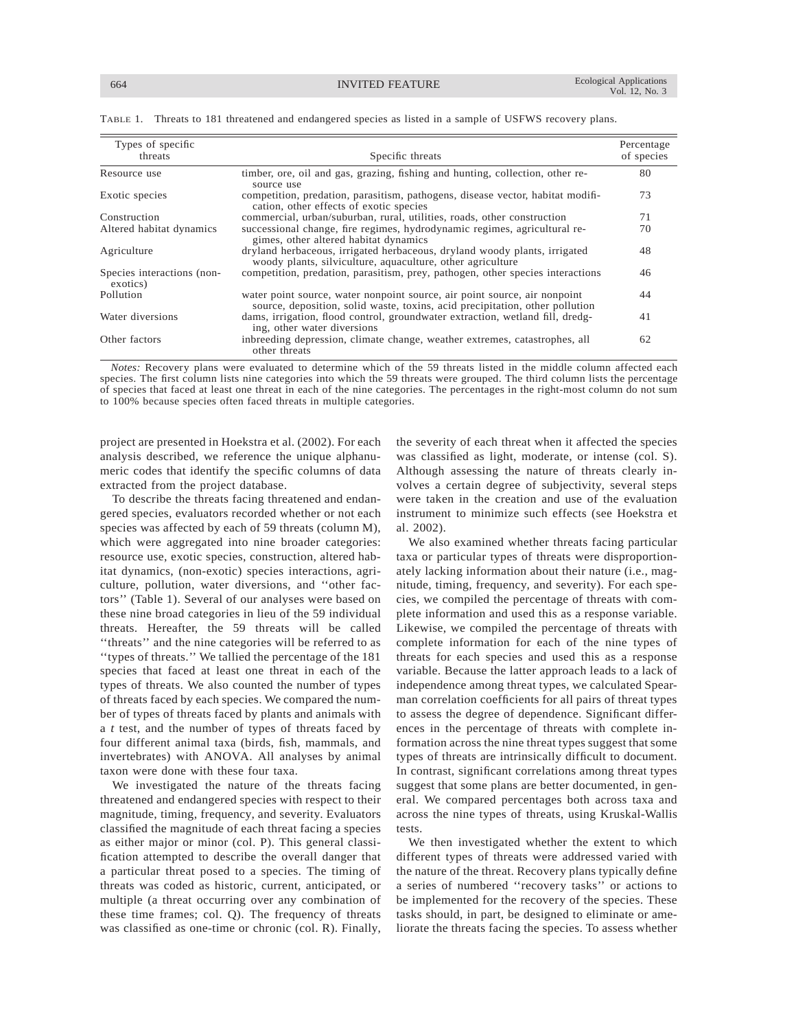TABLE 1. Threats to 181 threatened and endangered species as listed in a sample of USFWS recovery plans.

| Types of specific threats | Specific threats | Percentage of species |
|---|---|---|
| Resource use | timber, ore, oil and gas, grazing, fishing and hunting, collection, other resource use | 80 |
| Exotic species | competition, predation, parasitism, pathogens, disease vector, habitat modification, other effects of exotic species | 73 |
| Construction | commercial, urban/suburban, rural, utilities, roads, other construction | 71 |
| Altered habitat dynamics | successional change, fire regimes, hydrodynamic regimes, agricultural regimes, other altered habitat dynamics | 70 |
| Agriculture | dryland herbaceous, irrigated herbaceous, dryland woody plants, irrigated woody plants, silviculture, aquaculture, other agriculture | 48 |
| Species interactions (non-exotics) | competition, predation, parasitism, prey, pathogen, other species interactions | 46 |
| Pollution | water point source, water nonpoint source, air point source, air nonpoint source, deposition, solid waste, toxins, acid precipitation, other pollution | 44 |
| Water diversions | dams, irrigation, flood control, groundwater extraction, wetland fill, dredging, other water diversions | 41 |
| Other factors | inbreeding depression, climate change, weather extremes, catastrophes, all other threats | 62 |

*Notes:* Recovery plans were evaluated to determine which of the 59 threats listed in the middle column affected each species. The first column lists nine categories into which the 59 threats were grouped. The third column lists the percentage of species that faced at least one threat in each of the nine categories. The percentages in the right-most column do not sum to 100% because species often faced threats in multiple categories.

project are presented in Hoekstra et al. (2002). For each analysis described, we reference the unique alphanumeric codes that identify the specific columns of data extracted from the project database.

To describe the threats facing threatened and endangered species, evaluators recorded whether or not each species was affected by each of 59 threats (column M), which were aggregated into nine broader categories: resource use, exotic species, construction, altered habitat dynamics, (non-exotic) species interactions, agriculture, pollution, water diversions, and ''other factors'' (Table 1). Several of our analyses were based on these nine broad categories in lieu of the 59 individual threats. Hereafter, the 59 threats will be called ''threats'' and the nine categories will be referred to as ''types of threats.'' We tallied the percentage of the 181 species that faced at least one threat in each of the types of threats. We also counted the number of types of threats faced by each species. We compared the number of types of threats faced by plants and animals with a *t* test, and the number of types of threats faced by four different animal taxa (birds, fish, mammals, and invertebrates) with ANOVA. All analyses by animal taxon were done with these four taxa.

We investigated the nature of the threats facing threatened and endangered species with respect to their magnitude, timing, frequency, and severity. Evaluators classified the magnitude of each threat facing a species as either major or minor (col. P). This general classification attempted to describe the overall danger that a particular threat posed to a species. The timing of threats was coded as historic, current, anticipated, or multiple (a threat occurring over any combination of these time frames; col. Q). The frequency of threats was classified as one-time or chronic (col. R). Finally, the severity of each threat when it affected the species was classified as light, moderate, or intense (col. S). Although assessing the nature of threats clearly involves a certain degree of subjectivity, several steps were taken in the creation and use of the evaluation instrument to minimize such effects (see Hoekstra et al. 2002).

We also examined whether threats facing particular taxa or particular types of threats were disproportionately lacking information about their nature (i.e., magnitude, timing, frequency, and severity). For each species, we compiled the percentage of threats with complete information and used this as a response variable. Likewise, we compiled the percentage of threats with complete information for each of the nine types of threats for each species and used this as a response variable. Because the latter approach leads to a lack of independence among threat types, we calculated Spearman correlation coefficients for all pairs of threat types to assess the degree of dependence. Significant differences in the percentage of threats with complete information across the nine threat types suggest that some types of threats are intrinsically difficult to document. In contrast, significant correlations among threat types suggest that some plans are better documented, in general. We compared percentages both across taxa and across the nine types of threats, using Kruskal-Wallis tests.

We then investigated whether the extent to which different types of threats were addressed varied with the nature of the threat. Recovery plans typically define a series of numbered ''recovery tasks'' or actions to be implemented for the recovery of the species. These tasks should, in part, be designed to eliminate or ameliorate the threats facing the species. To assess whether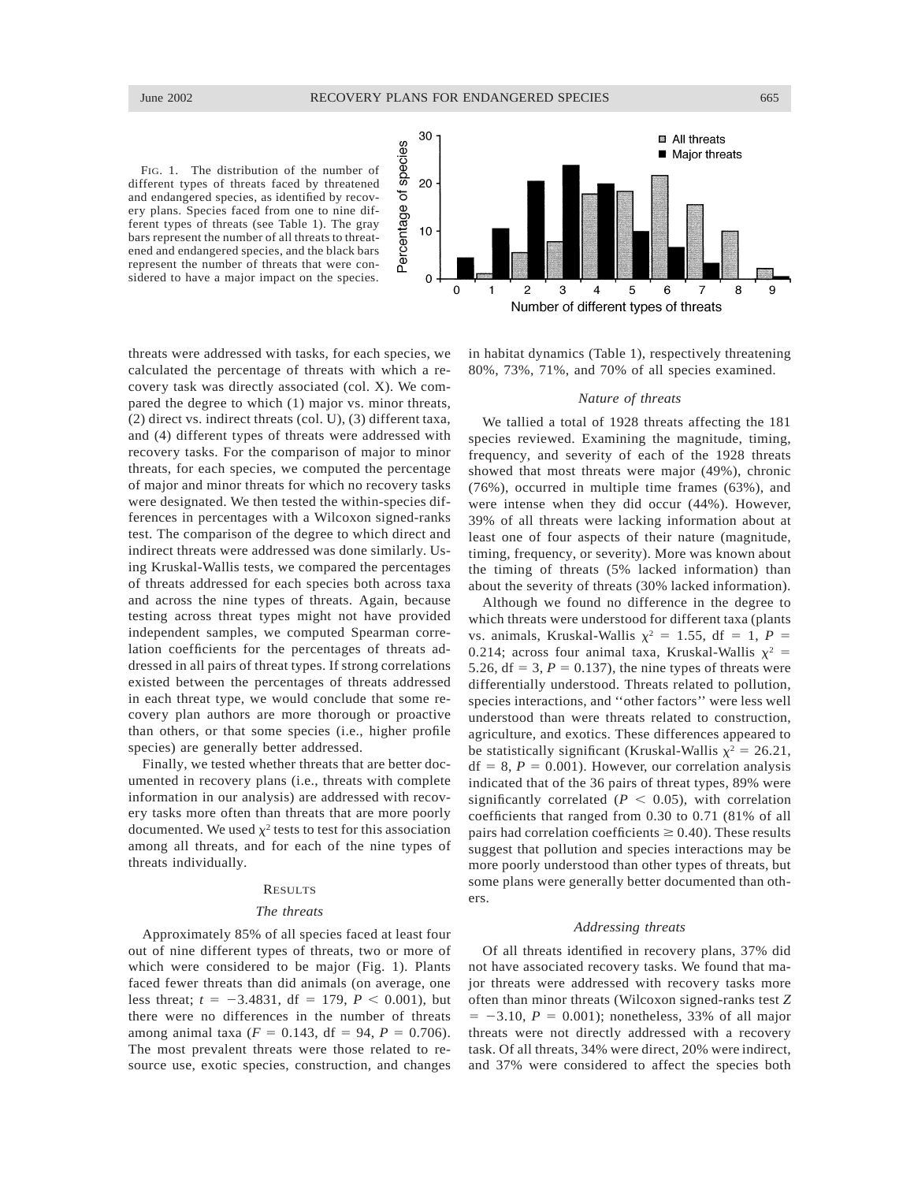FIG. 1. The distribution of the number of different types of threats faced by threatened and endangered species, as identified by recovery plans. Species faced from one to nine different types of threats (see Table 1). The gray bars represent the number of all threats to threatened and endangered species, and the black bars represent the number of threats that were considered to have a major impact on the species.

threats were addressed with tasks, for each species, we calculated the percentage of threats with which a recovery task was directly associated (col. X). We compared the degree to which (1) major vs. minor threats, (2) direct vs. indirect threats (col. U), (3) different taxa, and (4) different types of threats were addressed with recovery tasks. For the comparison of major to minor threats, for each species, we computed the percentage of major and minor threats for which no recovery tasks were designated. We then tested the within-species differences in percentages with a Wilcoxon signed-ranks test. The comparison of the degree to which direct and indirect threats were addressed was done similarly. Using Kruskal-Wallis tests, we compared the percentages of threats addressed for each species both across taxa and across the nine types of threats. Again, because testing across threat types might not have provided independent samples, we computed Spearman correlation coefficients for the percentages of threats addressed in all pairs of threat types. If strong correlations existed between the percentages of threats addressed in each threat type, we would conclude that some recovery plan authors are more thorough or proactive than others, or that some species (i.e., higher profile species) are generally better addressed.

Finally, we tested whether threats that are better documented in recovery plans (i.e., threats with complete information in our analysis) are addressed with recovery tasks more often than threats that are more poorly documented. We used $\chi^2$ tests to test for this association among all threats, and for each of the nine types of threats individually.

## RESULTS

### *The threats*

Approximately 85% of all species faced at least four out of nine different types of threats, two or more of which were considered to be major (Fig. 1). Plants faced fewer threats than did animals (on average, one less threat; $t = -3.4831$, df = 179, $P < 0.001$), but there were no differences in the number of threats among animal taxa ($F = 0.143$, df = 94, $P = 0.706$). The most prevalent threats were those related to resource use, exotic species, construction, and changes in habitat dynamics (Table 1), respectively threatening 80%, 73%, 71%, and 70% of all species examined.

### *Nature of threats*

We tallied a total of 1928 threats affecting the 181 species reviewed. Examining the magnitude, timing, frequency, and severity of each of the 1928 threats showed that most threats were major (49%), chronic (76%), occurred in multiple time frames (63%), and were intense when they did occur (44%). However, 39% of all threats were lacking information about at least one of four aspects of their nature (magnitude, timing, frequency, or severity). More was known about the timing of threats (5% lacked information) than about the severity of threats (30% lacked information).

Although we found no difference in the degree to which threats were understood for different taxa (plants vs. animals, Kruskal-Wallis $\chi^2 = 1.55$, df = 1, $P = 0.214$; across four animal taxa, Kruskal-Wallis $\chi^2 = 5.26$, df = 3, $P = 0.137$), the nine types of threats were differentially understood. Threats related to pollution, species interactions, and "other factors" were less well understood than were threats related to construction, agriculture, and exotics. These differences appeared to be statistically significant (Kruskal-Wallis $\chi^2 = 26.21$, df = 8, $P = 0.001$). However, our correlation analysis indicated that of the 36 pairs of threat types, 89% were significantly correlated ($P < 0.05$), with correlation coefficients that ranged from 0.30 to 0.71 (81% of all pairs had correlation coefficients $\geq 0.40$). These results suggest that pollution and species interactions may be more poorly understood than other types of threats, but some plans were generally better documented than others.

### *Addressing threats*

Of all threats identified in recovery plans, 37% did not have associated recovery tasks. We found that major threats were addressed with recovery tasks more often than minor threats (Wilcoxon signed-ranks test $Z = -3.10$, $P = 0.001$); nonetheless, 33% of all major threats were not directly addressed with a recovery task. Of all threats, 34% were direct, 20% were indirect, and 37% were considered to affect the species both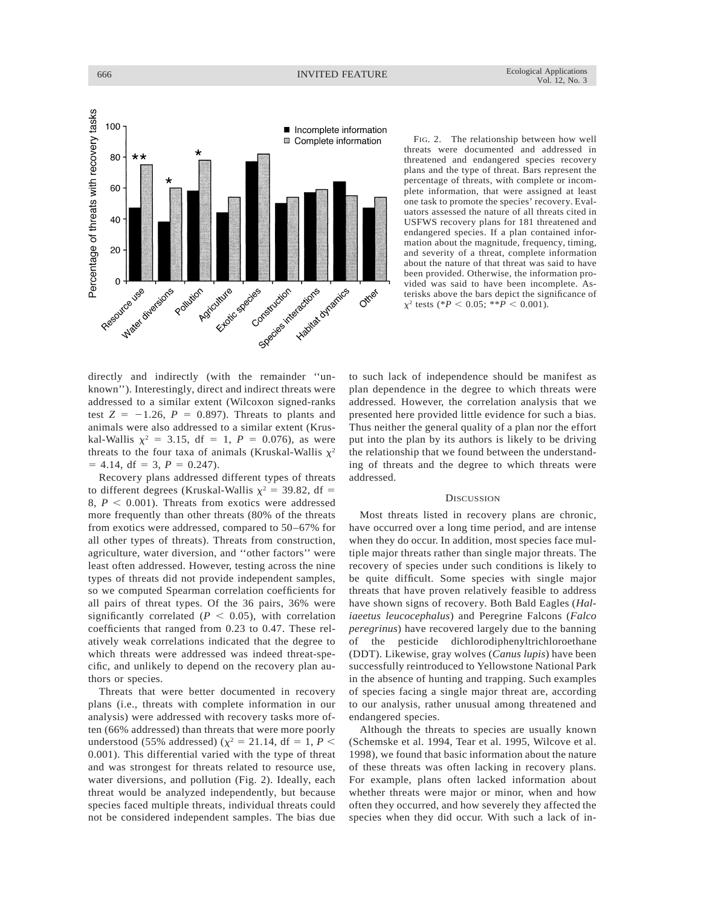FIG. 2. The relationship between how well threats were documented and addressed in threatened and endangered species recovery plans and the type of threat. Bars represent the percentage of threats, with complete or incomplete information, that were assigned at least one task to promote the species' recovery. Evaluators assessed the nature of all threats cited in USFWS recovery plans for 181 threatened and endangered species. If a plan contained information about the magnitude, frequency, timing, and severity of a threat, complete information about the nature of that threat was said to have been provided. Otherwise, the information provided was said to have been incomplete. Asterisks above the bars depict the significance of $\chi^2$ tests (\*$P < 0.05$; \*\*$P < 0.001$).

directly and indirectly (with the remainder ''unknown''). Interestingly, direct and indirect threats were addressed to a similar extent (Wilcoxon signed-ranks test $Z = -1.26$, $P = 0.897$). Threats to plants and animals were also addressed to a similar extent (Kruskal-Wallis $\chi^2 = 3.15$, df = 1, $P = 0.076$), as were threats to the four taxa of animals (Kruskal-Wallis $\chi^2 = 4.14$, df = 3, $P = 0.247$).

Recovery plans addressed different types of threats to different degrees (Kruskal-Wallis $\chi^2 = 39.82$, df = 8, $P < 0.001$). Threats from exotics were addressed more frequently than other threats (80% of the threats from exotics were addressed, compared to 50–67% for all other types of threats). Threats from construction, agriculture, water diversion, and ''other factors'' were least often addressed. However, testing across the nine types of threats did not provide independent samples, so we computed Spearman correlation coefficients for all pairs of threat types. Of the 36 pairs, 36% were significantly correlated ($P < 0.05$), with correlation coefficients that ranged from 0.23 to 0.47. These relatively weak correlations indicated that the degree to which threats were addressed was indeed threat-specific, and unlikely to depend on the recovery plan authors or species.

Threats that were better documented in recovery plans (i.e., threats with complete information in our analysis) were addressed with recovery tasks more often (66% addressed) than threats that were more poorly understood (55% addressed) ($\chi^2 = 21.14$, df = 1, $P < 0.001$). This differential varied with the type of threat and was strongest for threats related to resource use, water diversions, and pollution (Fig. 2). Ideally, each threat would be analyzed independently, but because species faced multiple threats, individual threats could not be considered independent samples. The bias due to such lack of independence should be manifest as plan dependence in the degree to which threats were addressed. However, the correlation analysis that we presented here provided little evidence for such a bias. Thus neither the general quality of a plan nor the effort put into the plan by its authors is likely to be driving the relationship that we found between the understanding of threats and the degree to which threats were addressed.

## DISCUSSION

Most threats listed in recovery plans are chronic, have occurred over a long time period, and are intense when they do occur. In addition, most species face multiple major threats rather than single major threats. The recovery of species under such conditions is likely to be quite difficult. Some species with single major threats that have proven relatively feasible to address have shown signs of recovery. Both Bald Eagles (*Haliaeetus leucocephalus*) and Peregrine Falcons (*Falco peregrinus*) have recovered largely due to the banning of the pesticide dichlorodiphenyltrichloroethane (DDT). Likewise, gray wolves (*Canus lupis*) have been successfully reintroduced to Yellowstone National Park in the absence of hunting and trapping. Such examples of species facing a single major threat are, according to our analysis, rather unusual among threatened and endangered species.

Although the threats to species are usually known (Schemske et al. 1994, Tear et al. 1995, Wilcove et al. 1998), we found that basic information about the nature of these threats was often lacking in recovery plans. For example, plans often lacked information about whether threats were major or minor, when and how often they occurred, and how severely they affected the species when they did occur. With such a lack of in-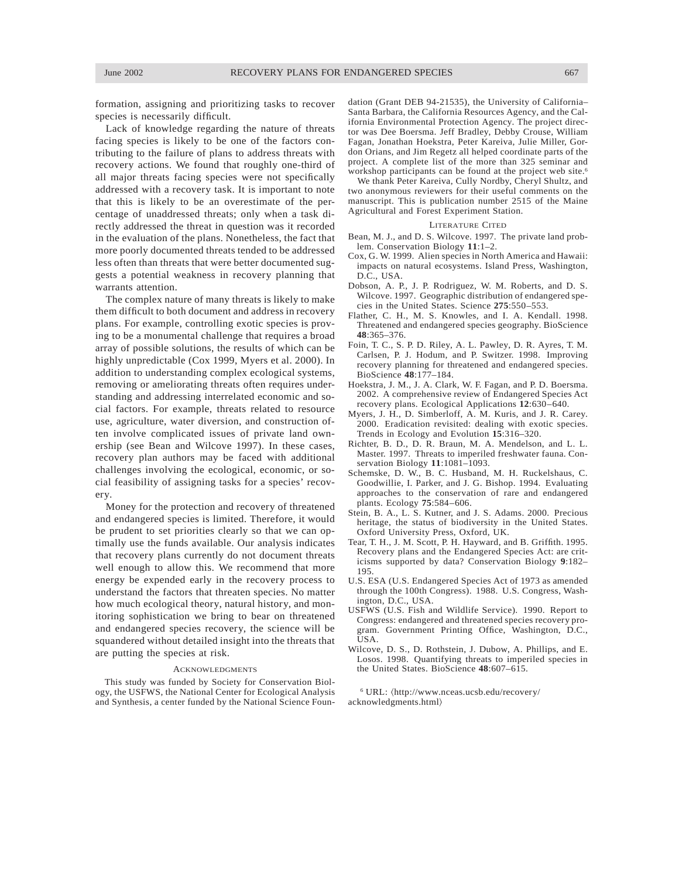formation, assigning and prioritizing tasks to recover species is necessarily difficult.

Lack of knowledge regarding the nature of threats facing species is likely to be one of the factors contributing to the failure of plans to address threats with recovery actions. We found that roughly one-third of all major threats facing species were not specifically addressed with a recovery task. It is important to note that this is likely to be an overestimate of the percentage of unaddressed threats; only when a task directly addressed the threat in question was it recorded in the evaluation of the plans. Nonetheless, the fact that more poorly documented threats tended to be addressed less often than threats that were better documented suggests a potential weakness in recovery planning that warrants attention.

The complex nature of many threats is likely to make them difficult to both document and address in recovery plans. For example, controlling exotic species is proving to be a monumental challenge that requires a broad array of possible solutions, the results of which can be highly unpredictable (Cox 1999, Myers et al. 2000). In addition to understanding complex ecological systems, removing or ameliorating threats often requires understanding and addressing interrelated economic and social factors. For example, threats related to resource use, agriculture, water diversion, and construction often involve complicated issues of private land ownership (see Bean and Wilcove 1997). In these cases, recovery plan authors may be faced with additional challenges involving the ecological, economic, or social feasibility of assigning tasks for a species' recovery.

Money for the protection and recovery of threatened and endangered species is limited. Therefore, it would be prudent to set priorities clearly so that we can optimally use the funds available. Our analysis indicates that recovery plans currently do not document threats well enough to allow this. We recommend that more energy be expended early in the recovery process to understand the factors that threaten species. No matter how much ecological theory, natural history, and monitoring sophistication we bring to bear on threatened and endangered species recovery, the science will be squandered without detailed insight into the threats that are putting the species at risk.

## Acknowledgments

This study was funded by Society for Conservation Biology, the USFWS, the National Center for Ecological Analysis and Synthesis, a center funded by the National Science Foundation (Grant DEB 94-21535), the University of California–Santa Barbara, the California Resources Agency, and the California Environmental Protection Agency. The project director was Dee Boersma. Jeff Bradley, Debby Crouse, William Fagan, Jonathan Hoekstra, Peter Kareiva, Julie Miller, Gordon Orians, and Jim Regetz all helped coordinate parts of the project. A complete list of the more than 325 seminar and workshop participants can be found at the project web site.[6]

We thank Peter Kareiva, Cully Nordby, Cheryl Shultz, and two anonymous reviewers for their useful comments on the manuscript. This is publication number 2515 of the Maine Agricultural and Forest Experiment Station.

## Literature Cited

Bean, M. J., and D. S. Wilcove. 1997. The private land problem. Conservation Biology **11**:1–2.

Cox, G. W. 1999. Alien species in North America and Hawaii: impacts on natural ecosystems. Island Press, Washington, D.C., USA.

Dobson, A. P., J. P. Rodriguez, W. M. Roberts, and D. S. Wilcove. 1997. Geographic distribution of endangered species in the United States. Science **275**:550–553.

Flather, C. H., M. S. Knowles, and I. A. Kendall. 1998. Threatened and endangered species geography. BioScience **48**:365–376.

Foin, T. C., S. P. D. Riley, A. L. Pawley, D. R. Ayres, T. M. Carlsen, P. J. Hodum, and P. Switzer. 1998. Improving recovery planning for threatened and endangered species. BioScience **48**:177–184.

Hoekstra, J. M., J. A. Clark, W. F. Fagan, and P. D. Boersma. 2002. A comprehensive review of Endangered Species Act recovery plans. Ecological Applications **12**:630–640.

Myers, J. H., D. Simberloff, A. M. Kuris, and J. R. Carey. 2000. Eradication revisited: dealing with exotic species. Trends in Ecology and Evolution **15**:316–320.

Richter, B. D., D. R. Braun, M. A. Mendelson, and L. L. Master. 1997. Threats to imperiled freshwater fauna. Conservation Biology **11**:1081–1093.

Schemske, D. W., B. C. Husband, M. H. Ruckelshaus, C. Goodwillie, I. Parker, and J. G. Bishop. 1994. Evaluating approaches to the conservation of rare and endangered plants. Ecology **75**:584–606.

Stein, B. A., L. S. Kutner, and J. S. Adams. 2000. Precious heritage, the status of biodiversity in the United States. Oxford University Press, Oxford, UK.

Tear, T. H., J. M. Scott, P. H. Hayward, and B. Griffith. 1995. Recovery plans and the Endangered Species Act: are criticisms supported by data? Conservation Biology **9**:182–195.

U.S. ESA (U.S. Endangered Species Act of 1973 as amended through the 100th Congress). 1988. U.S. Congress, Washington, D.C., USA.

USFWS (U.S. Fish and Wildlife Service). 1990. Report to Congress: endangered and threatened species recovery program. Government Printing Office, Washington, D.C., USA.

Wilcove, D. S., D. Rothstein, J. Dubow, A. Phillips, and E. Losos. 1998. Quantifying threats to imperiled species in the United States. BioScience **48**:607–615.

[6] URL: ⟨http://www.nceas.ucsb.edu/recovery/acknowledgments.html⟩